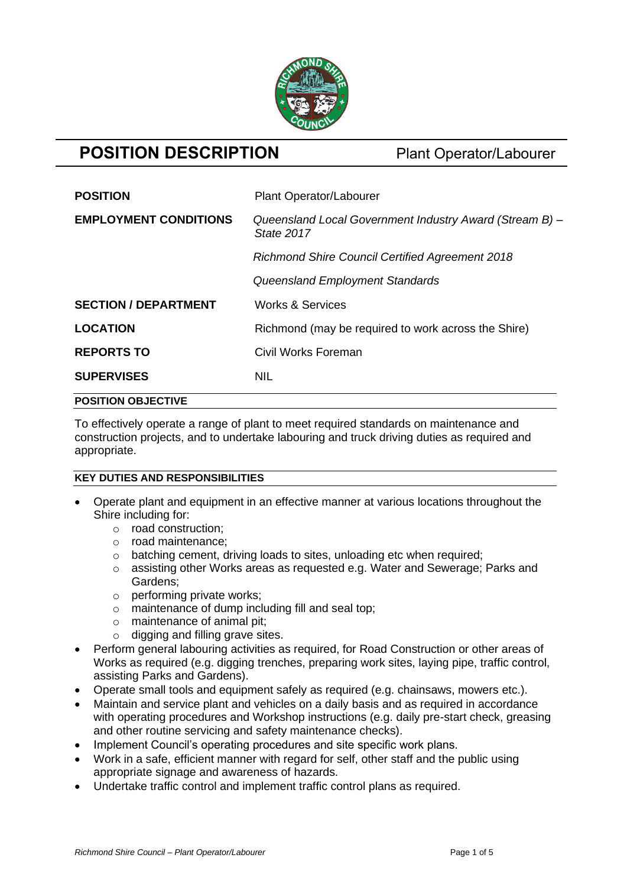# POSITION DESCRIPTION

Plant Operator/Labourer

| | |
|---|---|
| **POSITION** | Plant Operator/Labourer |
| **EMPLOYMENT CONDITIONS** | *Queensland Local Government Industry Award (Stream B) – State 2017*<br>*Richmond Shire Council Certified Agreement 2018*<br>*Queensland Employment Standards* |
| **SECTION / DEPARTMENT** | Works & Services |
| **LOCATION** | Richmond (may be required to work across the Shire) |
| **REPORTS TO** | Civil Works Foreman |
| **SUPERVISES** | NIL |

## POSITION OBJECTIVE

To effectively operate a range of plant to meet required standards on maintenance and construction projects, and to undertake labouring and truck driving duties as required and appropriate.

## KEY DUTIES AND RESPONSIBILITIES

- Operate plant and equipment in an effective manner at various locations throughout the Shire including for:
  - road construction;
  - road maintenance;
  - batching cement, driving loads to sites, unloading etc when required;
  - assisting other Works areas as requested e.g. Water and Sewerage; Parks and Gardens;
  - performing private works;
  - maintenance of dump including fill and seal top;
  - maintenance of animal pit;
  - digging and filling grave sites.
- Perform general labouring activities as required, for Road Construction or other areas of Works as required (e.g. digging trenches, preparing work sites, laying pipe, traffic control, assisting Parks and Gardens).
- Operate small tools and equipment safely as required (e.g. chainsaws, mowers etc.).
- Maintain and service plant and vehicles on a daily basis and as required in accordance with operating procedures and Workshop instructions (e.g. daily pre-start check, greasing and other routine servicing and safety maintenance checks).
- Implement Council's operating procedures and site specific work plans.
- Work in a safe, efficient manner with regard for self, other staff and the public using appropriate signage and awareness of hazards.
- Undertake traffic control and implement traffic control plans as required.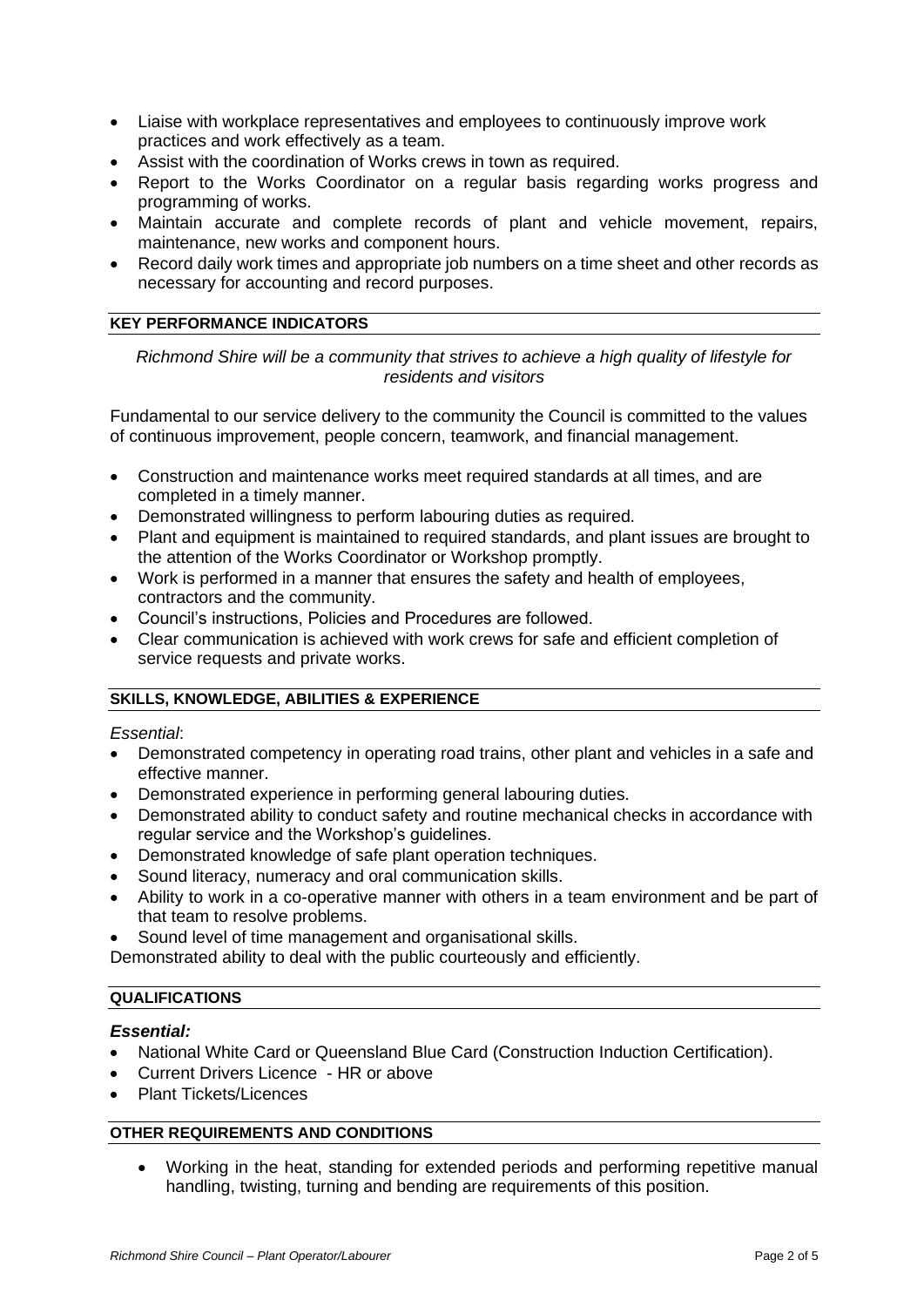- Liaise with workplace representatives and employees to continuously improve work practices and work effectively as a team.
- Assist with the coordination of Works crews in town as required.
- Report to the Works Coordinator on a regular basis regarding works progress and programming of works.
- Maintain accurate and complete records of plant and vehicle movement, repairs, maintenance, new works and component hours.
- Record daily work times and appropriate job numbers on a time sheet and other records as necessary for accounting and record purposes.

## KEY PERFORMANCE INDICATORS

*Richmond Shire will be a community that strives to achieve a high quality of lifestyle for residents and visitors*

Fundamental to our service delivery to the community the Council is committed to the values of continuous improvement, people concern, teamwork, and financial management.

- Construction and maintenance works meet required standards at all times, and are completed in a timely manner.
- Demonstrated willingness to perform labouring duties as required.
- Plant and equipment is maintained to required standards, and plant issues are brought to the attention of the Works Coordinator or Workshop promptly.
- Work is performed in a manner that ensures the safety and health of employees, contractors and the community.
- Council's instructions, Policies and Procedures are followed.
- Clear communication is achieved with work crews for safe and efficient completion of service requests and private works.

## SKILLS, KNOWLEDGE, ABILITIES & EXPERIENCE

*Essential*:

- Demonstrated competency in operating road trains, other plant and vehicles in a safe and effective manner.
- Demonstrated experience in performing general labouring duties.
- Demonstrated ability to conduct safety and routine mechanical checks in accordance with regular service and the Workshop's guidelines.
- Demonstrated knowledge of safe plant operation techniques.
- Sound literacy, numeracy and oral communication skills.
- Ability to work in a co-operative manner with others in a team environment and be part of that team to resolve problems.
- Sound level of time management and organisational skills.

Demonstrated ability to deal with the public courteously and efficiently.

## QUALIFICATIONS

***Essential:***

- National White Card or Queensland Blue Card (Construction Induction Certification).
- Current Drivers Licence - HR or above
- Plant Tickets/Licences

## OTHER REQUIREMENTS AND CONDITIONS

- Working in the heat, standing for extended periods and performing repetitive manual handling, twisting, turning and bending are requirements of this position.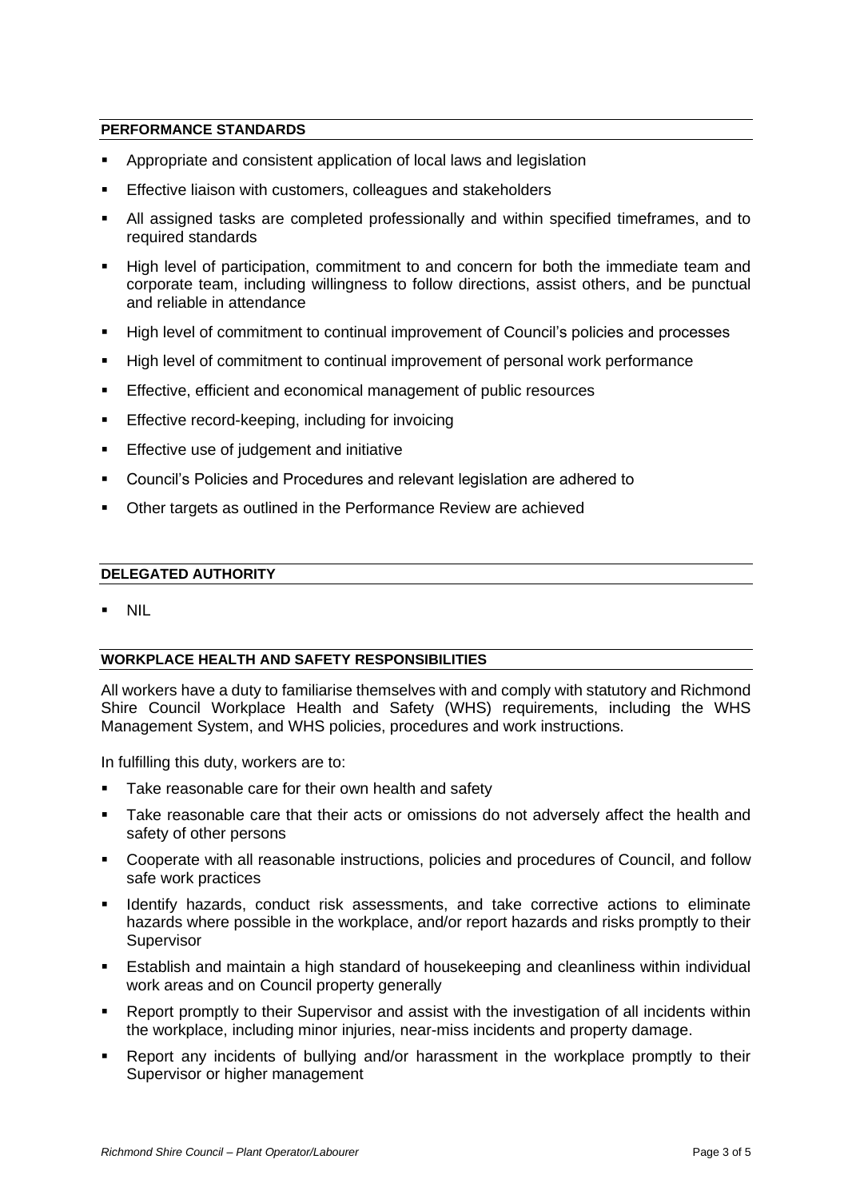## PERFORMANCE STANDARDS

- Appropriate and consistent application of local laws and legislation
- Effective liaison with customers, colleagues and stakeholders
- All assigned tasks are completed professionally and within specified timeframes, and to required standards
- High level of participation, commitment to and concern for both the immediate team and corporate team, including willingness to follow directions, assist others, and be punctual and reliable in attendance
- High level of commitment to continual improvement of Council's policies and processes
- High level of commitment to continual improvement of personal work performance
- Effective, efficient and economical management of public resources
- Effective record-keeping, including for invoicing
- Effective use of judgement and initiative
- Council's Policies and Procedures and relevant legislation are adhered to
- Other targets as outlined in the Performance Review are achieved

## DELEGATED AUTHORITY

- NIL

## WORKPLACE HEALTH AND SAFETY RESPONSIBILITIES

All workers have a duty to familiarise themselves with and comply with statutory and Richmond Shire Council Workplace Health and Safety (WHS) requirements, including the WHS Management System, and WHS policies, procedures and work instructions.

In fulfilling this duty, workers are to:

- Take reasonable care for their own health and safety
- Take reasonable care that their acts or omissions do not adversely affect the health and safety of other persons
- Cooperate with all reasonable instructions, policies and procedures of Council, and follow safe work practices
- Identify hazards, conduct risk assessments, and take corrective actions to eliminate hazards where possible in the workplace, and/or report hazards and risks promptly to their Supervisor
- Establish and maintain a high standard of housekeeping and cleanliness within individual work areas and on Council property generally
- Report promptly to their Supervisor and assist with the investigation of all incidents within the workplace, including minor injuries, near-miss incidents and property damage.
- Report any incidents of bullying and/or harassment in the workplace promptly to their Supervisor or higher management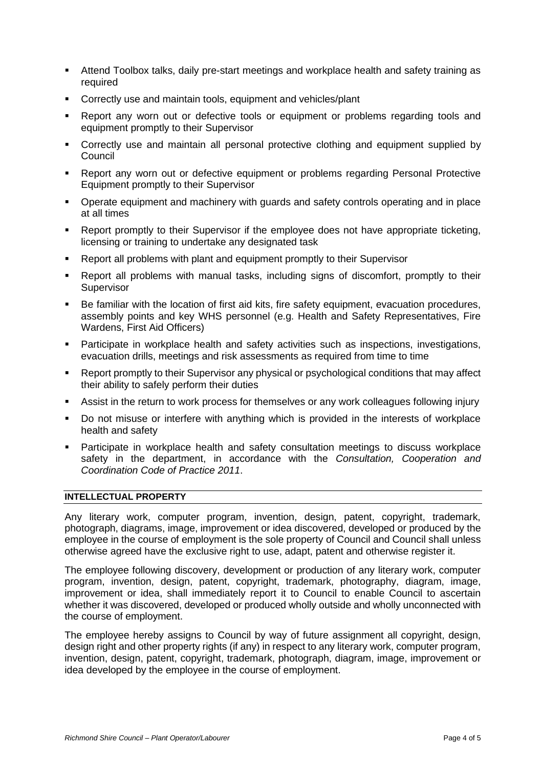- Attend Toolbox talks, daily pre-start meetings and workplace health and safety training as required
- Correctly use and maintain tools, equipment and vehicles/plant
- Report any worn out or defective tools or equipment or problems regarding tools and equipment promptly to their Supervisor
- Correctly use and maintain all personal protective clothing and equipment supplied by Council
- Report any worn out or defective equipment or problems regarding Personal Protective Equipment promptly to their Supervisor
- Operate equipment and machinery with guards and safety controls operating and in place at all times
- Report promptly to their Supervisor if the employee does not have appropriate ticketing, licensing or training to undertake any designated task
- Report all problems with plant and equipment promptly to their Supervisor
- Report all problems with manual tasks, including signs of discomfort, promptly to their Supervisor
- Be familiar with the location of first aid kits, fire safety equipment, evacuation procedures, assembly points and key WHS personnel (e.g. Health and Safety Representatives, Fire Wardens, First Aid Officers)
- Participate in workplace health and safety activities such as inspections, investigations, evacuation drills, meetings and risk assessments as required from time to time
- Report promptly to their Supervisor any physical or psychological conditions that may affect their ability to safely perform their duties
- Assist in the return to work process for themselves or any work colleagues following injury
- Do not misuse or interfere with anything which is provided in the interests of workplace health and safety
- Participate in workplace health and safety consultation meetings to discuss workplace safety in the department, in accordance with the *Consultation, Cooperation and Coordination Code of Practice 2011*.

## INTELLECTUAL PROPERTY

Any literary work, computer program, invention, design, patent, copyright, trademark, photograph, diagrams, image, improvement or idea discovered, developed or produced by the employee in the course of employment is the sole property of Council and Council shall unless otherwise agreed have the exclusive right to use, adapt, patent and otherwise register it.

The employee following discovery, development or production of any literary work, computer program, invention, design, patent, copyright, trademark, photography, diagram, image, improvement or idea, shall immediately report it to Council to enable Council to ascertain whether it was discovered, developed or produced wholly outside and wholly unconnected with the course of employment.

The employee hereby assigns to Council by way of future assignment all copyright, design, design right and other property rights (if any) in respect to any literary work, computer program, invention, design, patent, copyright, trademark, photograph, diagram, image, improvement or idea developed by the employee in the course of employment.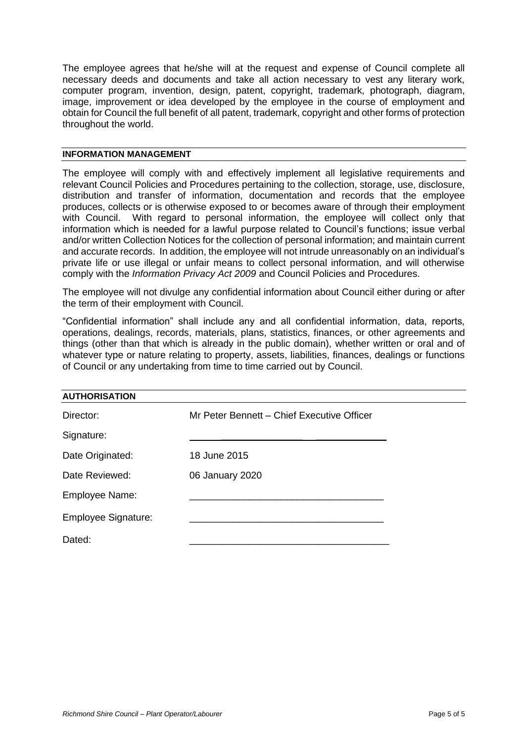The employee agrees that he/she will at the request and expense of Council complete all necessary deeds and documents and take all action necessary to vest any literary work, computer program, invention, design, patent, copyright, trademark, photograph, diagram, image, improvement or idea developed by the employee in the course of employment and obtain for Council the full benefit of all patent, trademark, copyright and other forms of protection throughout the world.

## INFORMATION MANAGEMENT

The employee will comply with and effectively implement all legislative requirements and relevant Council Policies and Procedures pertaining to the collection, storage, use, disclosure, distribution and transfer of information, documentation and records that the employee produces, collects or is otherwise exposed to or becomes aware of through their employment with Council. With regard to personal information, the employee will collect only that information which is needed for a lawful purpose related to Council's functions; issue verbal and/or written Collection Notices for the collection of personal information; and maintain current and accurate records. In addition, the employee will not intrude unreasonably on an individual's private life or use illegal or unfair means to collect personal information, and will otherwise comply with the *Information Privacy Act 2009* and Council Policies and Procedures.

The employee will not divulge any confidential information about Council either during or after the term of their employment with Council.

"Confidential information" shall include any and all confidential information, data, reports, operations, dealings, records, materials, plans, statistics, finances, or other agreements and things (other than that which is already in the public domain), whether written or oral and of whatever type or nature relating to property, assets, liabilities, finances, dealings or functions of Council or any undertaking from time to time carried out by Council.

## AUTHORISATION

| | |
|---|---|
| Director: | Mr Peter Bennett – Chief Executive Officer |
| Signature: | ______________________________ |
| Date Originated: | 18 June 2015 |
| Date Reviewed: | 06 January 2020 |
| Employee Name: | ______________________________ |
| Employee Signature: | ______________________________ |
| Dated: | ______________________________ |